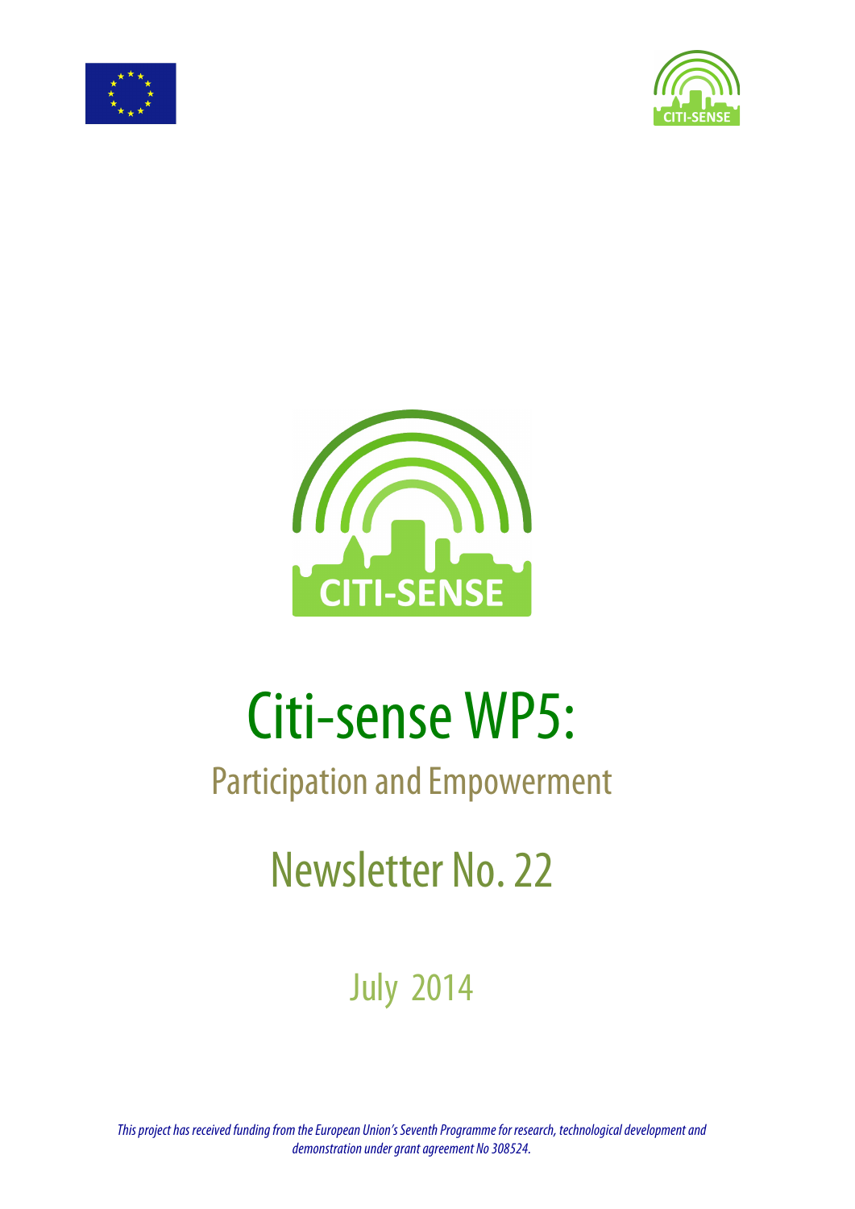# Citi-sense WP5:

## Participation and Empowerment

## Newsletter No. 22

July 2014

*This project has received funding from the European Union's Seventh Programme for research, technological development and demonstration under grant agreement No 308524.*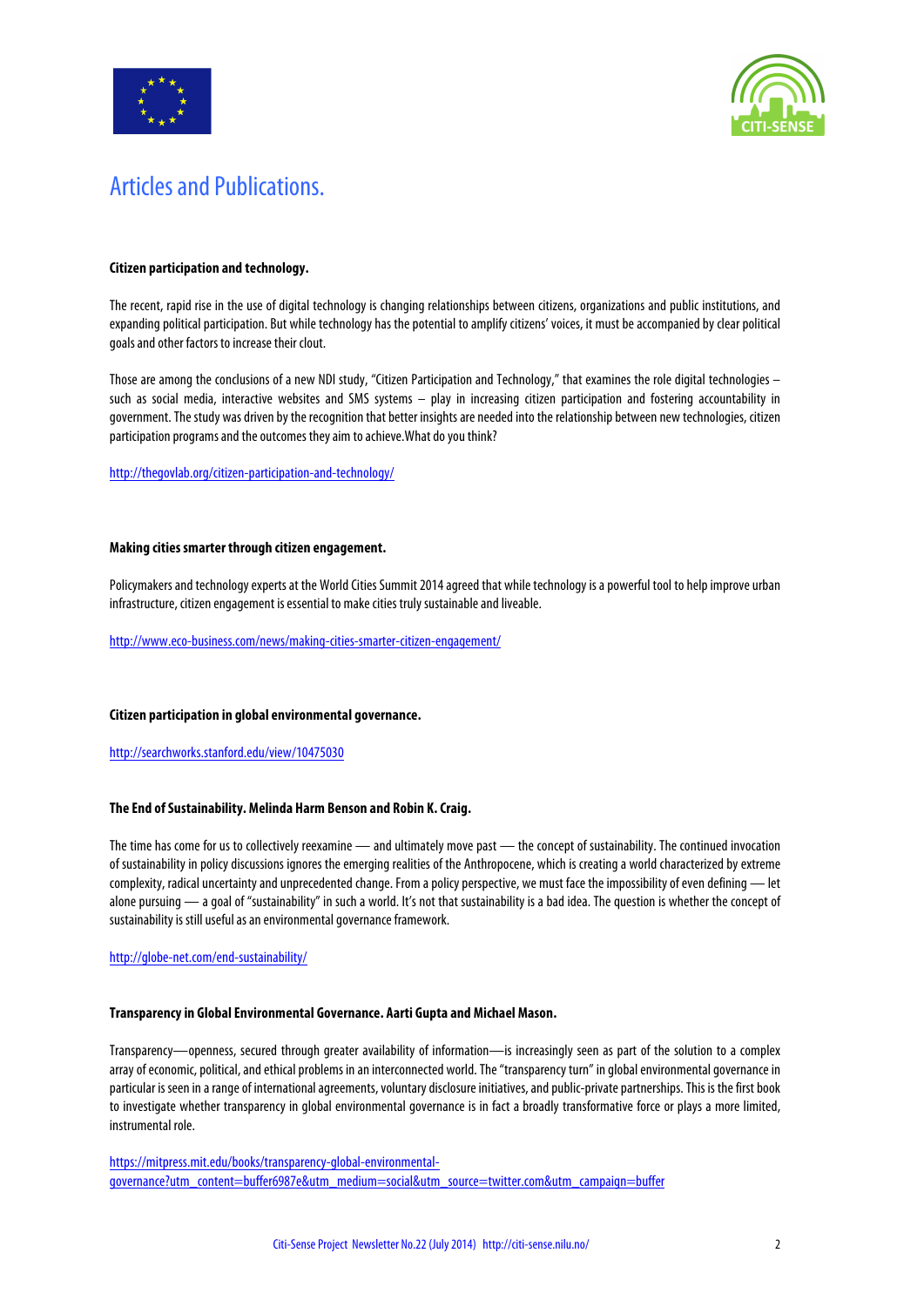# Articles and Publications.

**Citizen participation and technology.**

The recent, rapid rise in the use of digital technology is changing relationships between citizens, organizations and public institutions, and expanding political participation. But while technology has the potential to amplify citizens' voices, it must be accompanied by clear political goals and other factors to increase their clout.

Those are among the conclusions of a new NDI study, "Citizen Participation and Technology," that examines the role digital technologies – such as social media, interactive websites and SMS systems – play in increasing citizen participation and fostering accountability in government. The study was driven by the recognition that better insights are needed into the relationship between new technologies, citizen participation programs and the outcomes they aim to achieve.What do you think?

http://thegovlab.org/citizen-participation-and-technology/

**Making cities smarter through citizen engagement.**

Policymakers and technology experts at the World Cities Summit 2014 agreed that while technology is a powerful tool to help improve urban infrastructure, citizen engagement is essential to make cities truly sustainable and liveable.

http://www.eco-business.com/news/making-cities-smarter-citizen-engagement/

**Citizen participation in global environmental governance.**

http://searchworks.stanford.edu/view/10475030

**The End of Sustainability. Melinda Harm Benson and Robin K. Craig.**

The time has come for us to collectively reexamine — and ultimately move past — the concept of sustainability. The continued invocation of sustainability in policy discussions ignores the emerging realities of the Anthropocene, which is creating a world characterized by extreme complexity, radical uncertainty and unprecedented change. From a policy perspective, we must face the impossibility of even defining — let alone pursuing — a goal of "sustainability" in such a world. It's not that sustainability is a bad idea. The question is whether the concept of sustainability is still useful as an environmental governance framework.

http://globe-net.com/end-sustainability/

**Transparency in Global Environmental Governance. Aarti Gupta and Michael Mason.**

Transparency—openness, secured through greater availability of information—is increasingly seen as part of the solution to a complex array of economic, political, and ethical problems in an interconnected world. The "transparency turn" in global environmental governance in particular is seen in a range of international agreements, voluntary disclosure initiatives, and public-private partnerships. This is the first book to investigate whether transparency in global environmental governance is in fact a broadly transformative force or plays a more limited, instrumental role.

https://mitpress.mit.edu/books/transparency-global-environmental-governance?utm_content=buffer6987e&utm_medium=social&utm_source=twitter.com&utm_campaign=buffer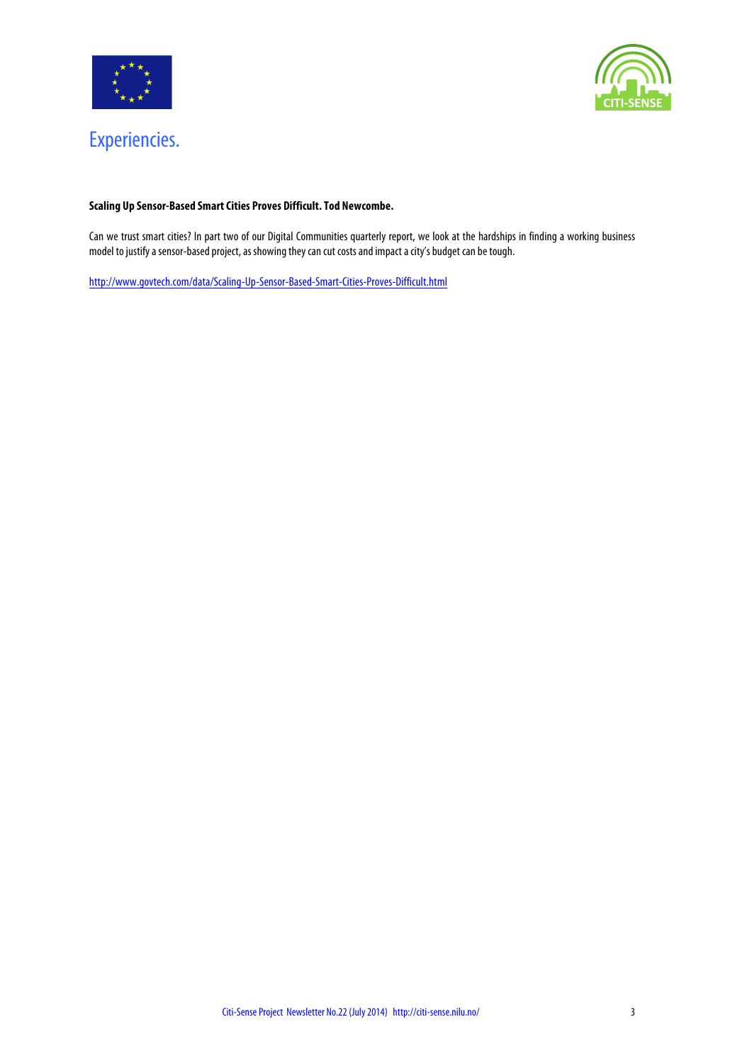# Experiencies.

**Scaling Up Sensor-Based Smart Cities Proves Difficult. Tod Newcombe.**

Can we trust smart cities? In part two of our Digital Communities quarterly report, we look at the hardships in finding a working business model to justify a sensor-based project, as showing they can cut costs and impact a city's budget can be tough.

http://www.govtech.com/data/Scaling-Up-Sensor-Based-Smart-Cities-Proves-Difficult.html